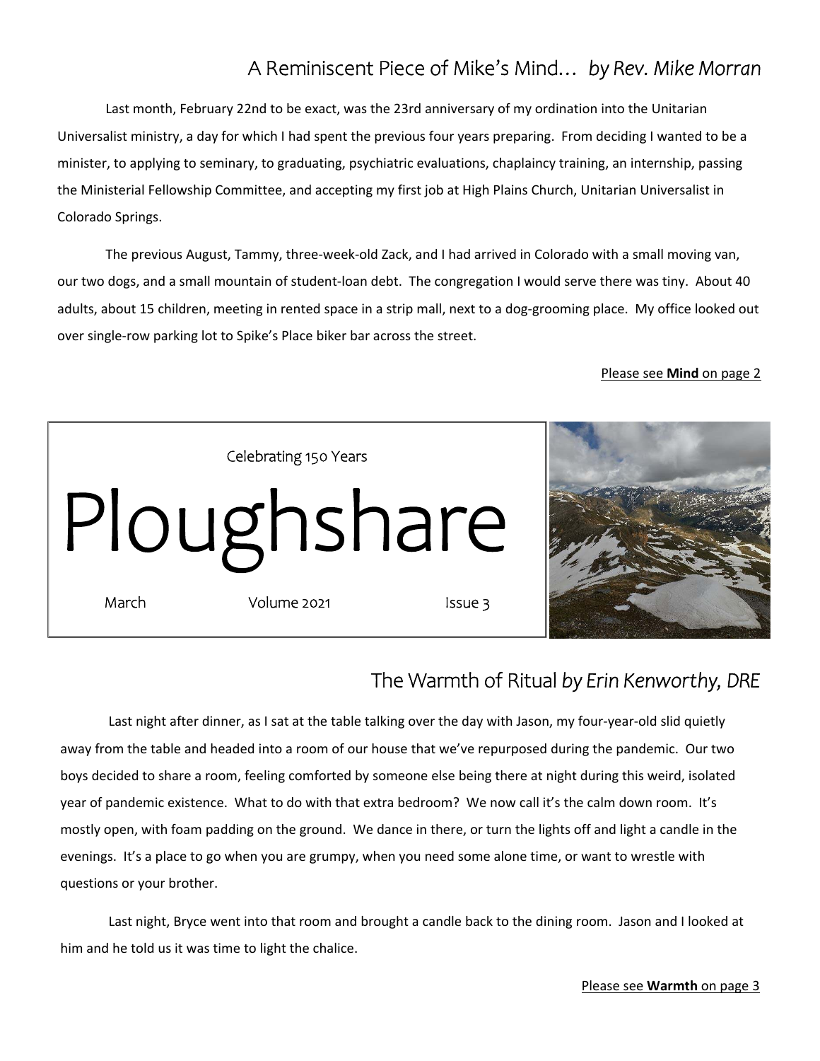## A Reminiscent Piece of Mike's Mind… *by Rev. Mike Morran*

Last month, February 22nd to be exact, was the 23rd anniversary of my ordination into the Unitarian Universalist ministry, a day for which I had spent the previous four years preparing. From deciding I wanted to be a minister, to applying to seminary, to graduating, psychiatric evaluations, chaplaincy training, an internship, passing the Ministerial Fellowship Committee, and accepting my first job at High Plains Church, Unitarian Universalist in Colorado Springs.

The previous August, Tammy, three-week-old Zack, and I had arrived in Colorado with a small moving van, our two dogs, and a small mountain of student-loan debt. The congregation I would serve there was tiny. About 40 adults, about 15 children, meeting in rented space in a strip mall, next to a dog-grooming place. My office looked out over single-row parking lot to Spike's Place biker bar across the street.

Please see **Mind** on page 2

Celebrating 150 Years

# Ploughshare

March | Volume 2021 | Issue 3

## The Warmth of Ritual *by Erin Kenworthy, DRE*

Last night after dinner, as I sat at the table talking over the day with Jason, my four-year-old slid quietly away from the table and headed into a room of our house that we've repurposed during the pandemic. Our two boys decided to share a room, feeling comforted by someone else being there at night during this weird, isolated year of pandemic existence. What to do with that extra bedroom? We now call it's the calm down room. It's mostly open, with foam padding on the ground. We dance in there, or turn the lights off and light a candle in the evenings. It's a place to go when you are grumpy, when you need some alone time, or want to wrestle with questions or your brother.

Last night, Bryce went into that room and brought a candle back to the dining room. Jason and I looked at him and he told us it was time to light the chalice.

Please see **Warmth** on page 3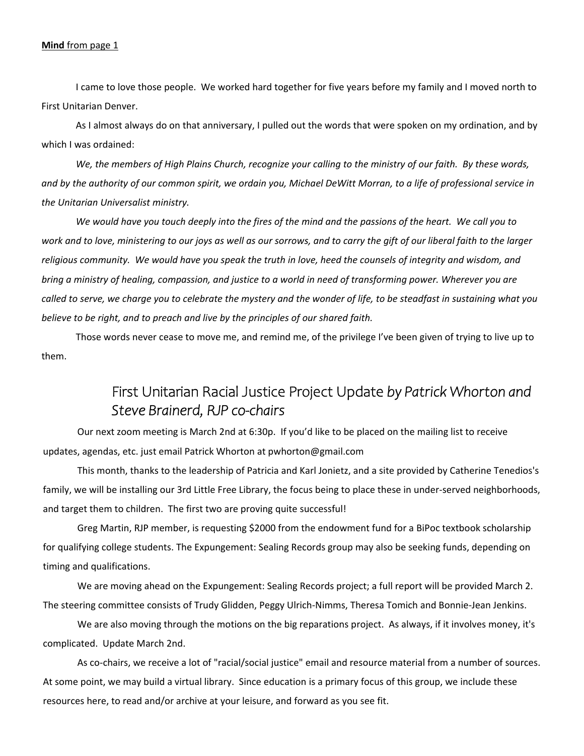**Mind** from page 1

I came to love those people. We worked hard together for five years before my family and I moved north to First Unitarian Denver.

As I almost always do on that anniversary, I pulled out the words that were spoken on my ordination, and by which I was ordained:

*We, the members of High Plains Church, recognize your calling to the ministry of our faith. By these words, and by the authority of our common spirit, we ordain you, Michael DeWitt Morran, to a life of professional service in the Unitarian Universalist ministry.*

*We would have you touch deeply into the fires of the mind and the passions of the heart. We call you to work and to love, ministering to our joys as well as our sorrows, and to carry the gift of our liberal faith to the larger religious community. We would have you speak the truth in love, heed the counsels of integrity and wisdom, and bring a ministry of healing, compassion, and justice to a world in need of transforming power. Wherever you are called to serve, we charge you to celebrate the mystery and the wonder of life, to be steadfast in sustaining what you believe to be right, and to preach and live by the principles of our shared faith.*

Those words never cease to move me, and remind me, of the privilege I've been given of trying to live up to them.

## First Unitarian Racial Justice Project Update *by Patrick Whorton and Steve Brainerd, RJP co-chairs*

Our next zoom meeting is March 2nd at 6:30p. If you'd like to be placed on the mailing list to receive updates, agendas, etc. just email Patrick Whorton at pwhorton@gmail.com

This month, thanks to the leadership of Patricia and Karl Jonietz, and a site provided by Catherine Tenedios's family, we will be installing our 3rd Little Free Library, the focus being to place these in under-served neighborhoods, and target them to children. The first two are proving quite successful!

Greg Martin, RJP member, is requesting $2000 from the endowment fund for a BiPoc textbook scholarship for qualifying college students. The Expungement: Sealing Records group may also be seeking funds, depending on timing and qualifications.

We are moving ahead on the Expungement: Sealing Records project; a full report will be provided March 2. The steering committee consists of Trudy Glidden, Peggy Ulrich-Nimms, Theresa Tomich and Bonnie-Jean Jenkins.

We are also moving through the motions on the big reparations project. As always, if it involves money, it's complicated. Update March 2nd.

As co-chairs, we receive a lot of "racial/social justice" email and resource material from a number of sources. At some point, we may build a virtual library. Since education is a primary focus of this group, we include these resources here, to read and/or archive at your leisure, and forward as you see fit.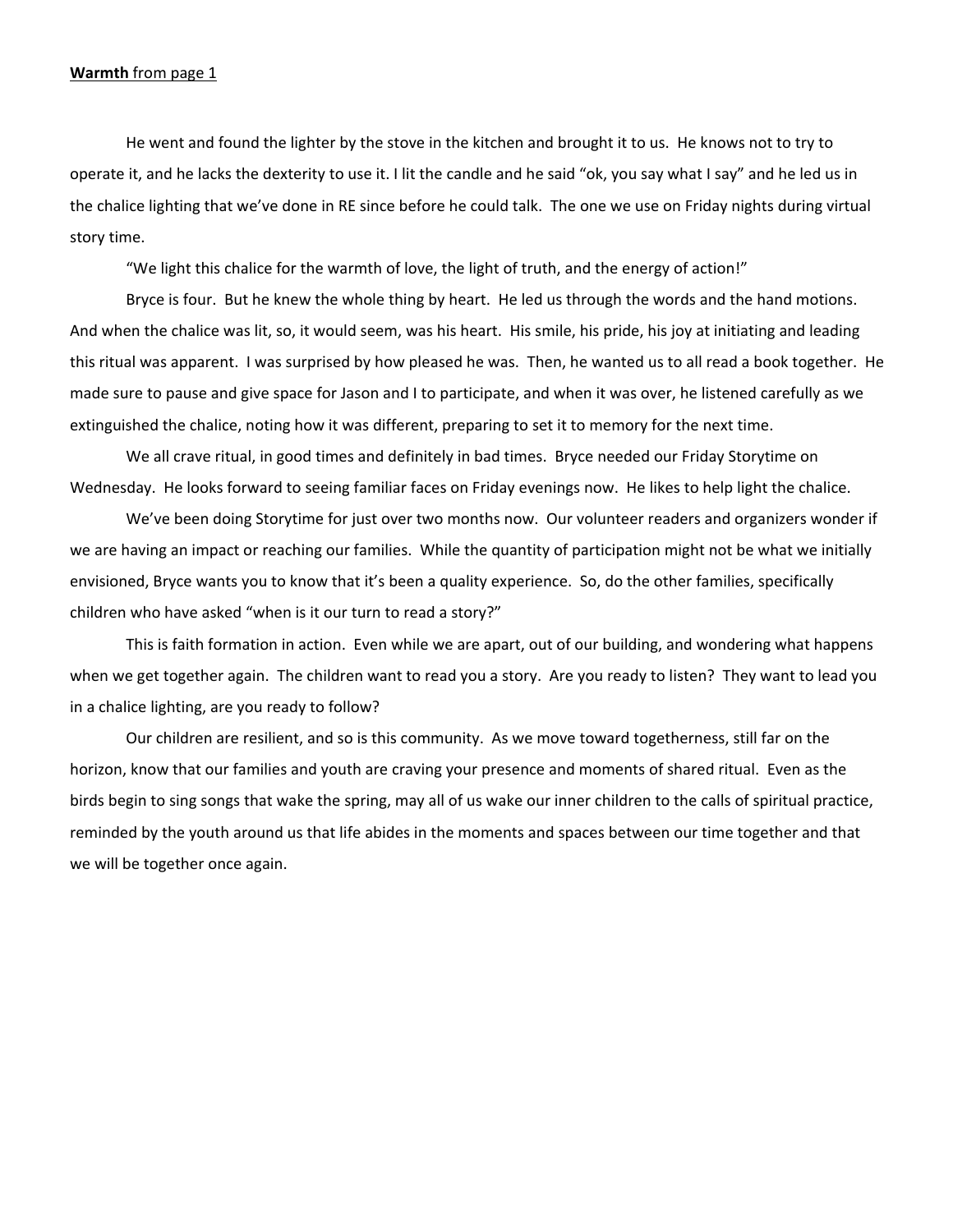**Warmth** from page 1

He went and found the lighter by the stove in the kitchen and brought it to us. He knows not to try to operate it, and he lacks the dexterity to use it. I lit the candle and he said "ok, you say what I say" and he led us in the chalice lighting that we've done in RE since before he could talk. The one we use on Friday nights during virtual story time.

"We light this chalice for the warmth of love, the light of truth, and the energy of action!"

Bryce is four. But he knew the whole thing by heart. He led us through the words and the hand motions. And when the chalice was lit, so, it would seem, was his heart. His smile, his pride, his joy at initiating and leading this ritual was apparent. I was surprised by how pleased he was. Then, he wanted us to all read a book together. He made sure to pause and give space for Jason and I to participate, and when it was over, he listened carefully as we extinguished the chalice, noting how it was different, preparing to set it to memory for the next time.

We all crave ritual, in good times and definitely in bad times. Bryce needed our Friday Storytime on Wednesday. He looks forward to seeing familiar faces on Friday evenings now. He likes to help light the chalice.

We've been doing Storytime for just over two months now. Our volunteer readers and organizers wonder if we are having an impact or reaching our families. While the quantity of participation might not be what we initially envisioned, Bryce wants you to know that it's been a quality experience. So, do the other families, specifically children who have asked "when is it our turn to read a story?"

This is faith formation in action. Even while we are apart, out of our building, and wondering what happens when we get together again. The children want to read you a story. Are you ready to listen? They want to lead you in a chalice lighting, are you ready to follow?

Our children are resilient, and so is this community. As we move toward togetherness, still far on the horizon, know that our families and youth are craving your presence and moments of shared ritual. Even as the birds begin to sing songs that wake the spring, may all of us wake our inner children to the calls of spiritual practice, reminded by the youth around us that life abides in the moments and spaces between our time together and that we will be together once again.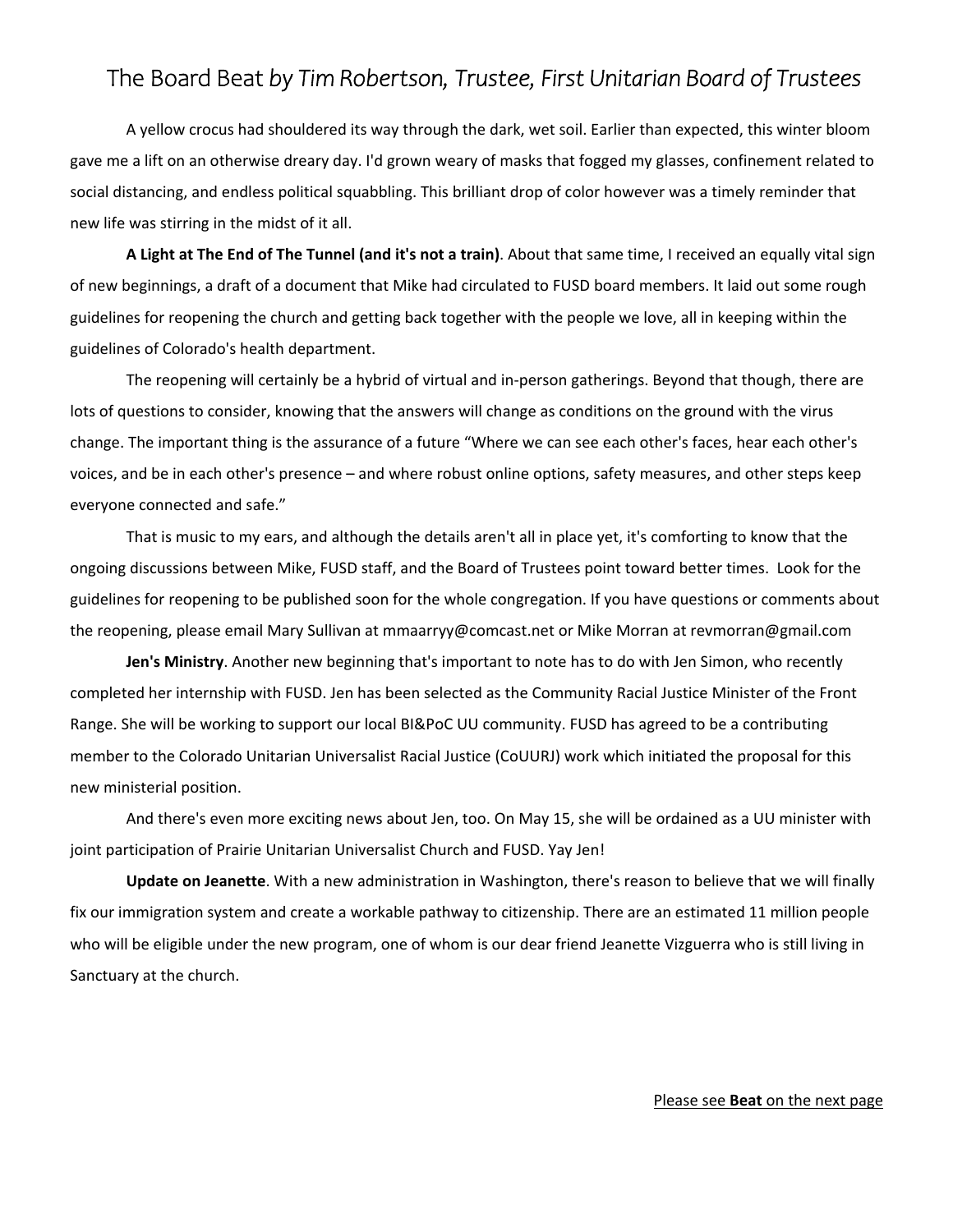# The Board Beat *by Tim Robertson, Trustee, First Unitarian Board of Trustees*

A yellow crocus had shouldered its way through the dark, wet soil. Earlier than expected, this winter bloom gave me a lift on an otherwise dreary day. I'd grown weary of masks that fogged my glasses, confinement related to social distancing, and endless political squabbling. This brilliant drop of color however was a timely reminder that new life was stirring in the midst of it all.

**A Light at The End of The Tunnel (and it's not a train)**. About that same time, I received an equally vital sign of new beginnings, a draft of a document that Mike had circulated to FUSD board members. It laid out some rough guidelines for reopening the church and getting back together with the people we love, all in keeping within the guidelines of Colorado's health department.

The reopening will certainly be a hybrid of virtual and in-person gatherings. Beyond that though, there are lots of questions to consider, knowing that the answers will change as conditions on the ground with the virus change. The important thing is the assurance of a future "Where we can see each other's faces, hear each other's voices, and be in each other's presence – and where robust online options, safety measures, and other steps keep everyone connected and safe."

That is music to my ears, and although the details aren't all in place yet, it's comforting to know that the ongoing discussions between Mike, FUSD staff, and the Board of Trustees point toward better times. Look for the guidelines for reopening to be published soon for the whole congregation. If you have questions or comments about the reopening, please email Mary Sullivan at mmaarryy@comcast.net or Mike Morran at revmorran@gmail.com

**Jen's Ministry**. Another new beginning that's important to note has to do with Jen Simon, who recently completed her internship with FUSD. Jen has been selected as the Community Racial Justice Minister of the Front Range. She will be working to support our local BI&PoC UU community. FUSD has agreed to be a contributing member to the Colorado Unitarian Universalist Racial Justice (CoUURJ) work which initiated the proposal for this new ministerial position.

And there's even more exciting news about Jen, too. On May 15, she will be ordained as a UU minister with joint participation of Prairie Unitarian Universalist Church and FUSD. Yay Jen!

**Update on Jeanette**. With a new administration in Washington, there's reason to believe that we will finally fix our immigration system and create a workable pathway to citizenship. There are an estimated 11 million people who will be eligible under the new program, one of whom is our dear friend Jeanette Vizguerra who is still living in Sanctuary at the church.

Please see **Beat** on the next page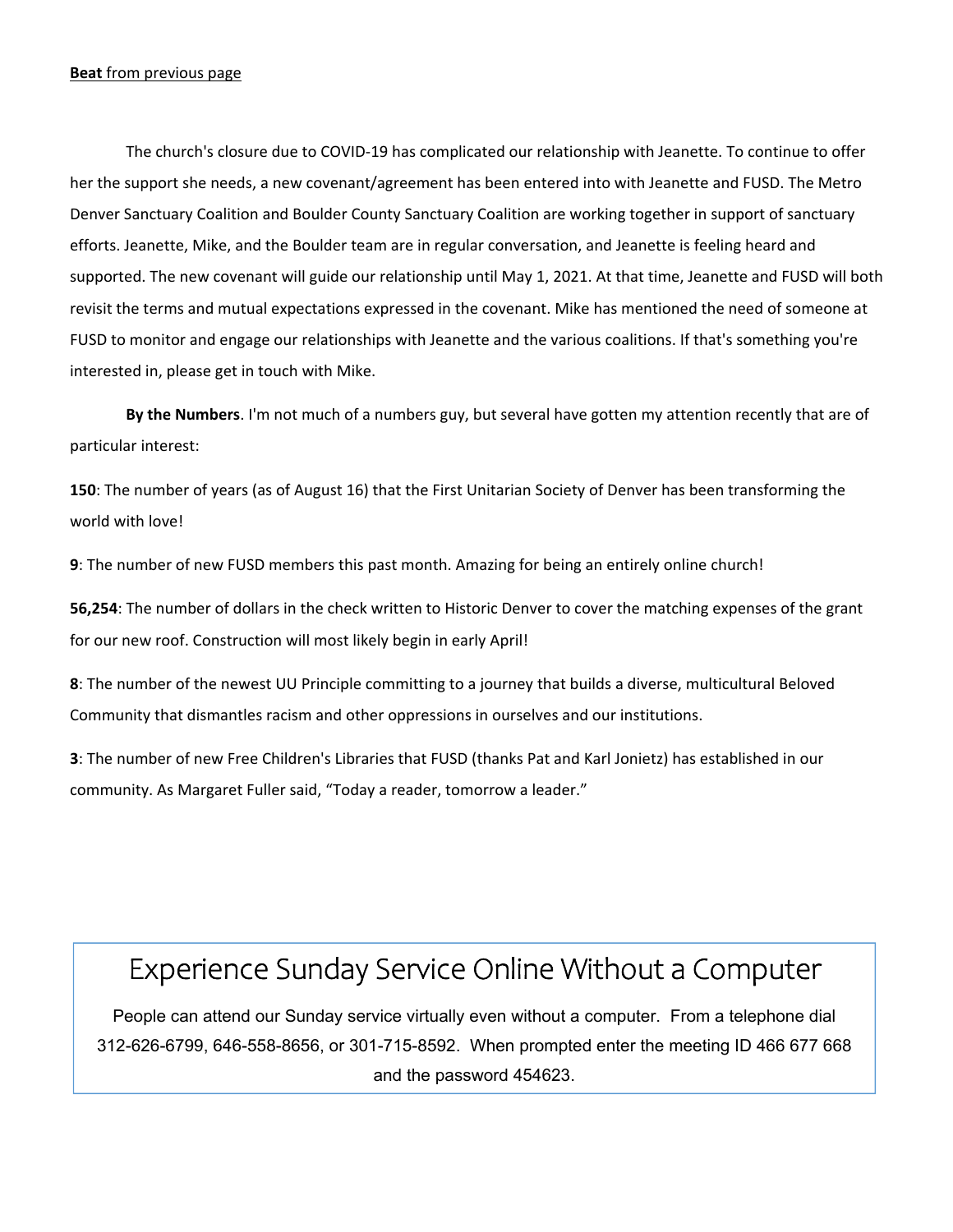**Beat** from previous page

The church's closure due to COVID-19 has complicated our relationship with Jeanette. To continue to offer her the support she needs, a new covenant/agreement has been entered into with Jeanette and FUSD. The Metro Denver Sanctuary Coalition and Boulder County Sanctuary Coalition are working together in support of sanctuary efforts. Jeanette, Mike, and the Boulder team are in regular conversation, and Jeanette is feeling heard and supported. The new covenant will guide our relationship until May 1, 2021. At that time, Jeanette and FUSD will both revisit the terms and mutual expectations expressed in the covenant. Mike has mentioned the need of someone at FUSD to monitor and engage our relationships with Jeanette and the various coalitions. If that's something you're interested in, please get in touch with Mike.

**By the Numbers**. I'm not much of a numbers guy, but several have gotten my attention recently that are of particular interest:

**150**: The number of years (as of August 16) that the First Unitarian Society of Denver has been transforming the world with love!

**9**: The number of new FUSD members this past month. Amazing for being an entirely online church!

**56,254**: The number of dollars in the check written to Historic Denver to cover the matching expenses of the grant for our new roof. Construction will most likely begin in early April!

**8**: The number of the newest UU Principle committing to a journey that builds a diverse, multicultural Beloved Community that dismantles racism and other oppressions in ourselves and our institutions.

**3**: The number of new Free Children's Libraries that FUSD (thanks Pat and Karl Jonietz) has established in our community. As Margaret Fuller said, “Today a reader, tomorrow a leader.”

## Experience Sunday Service Online Without a Computer

People can attend our Sunday service virtually even without a computer. From a telephone dial 312-626-6799, 646-558-8656, or 301-715-8592. When prompted enter the meeting ID 466 677 668 and the password 454623.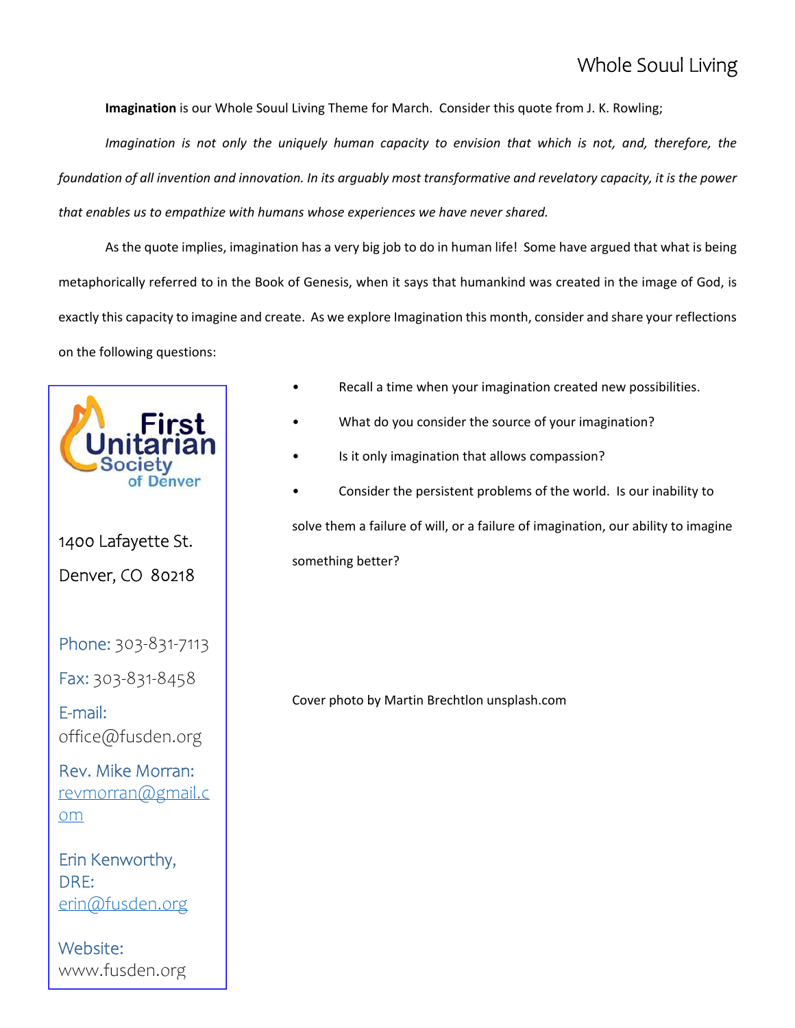# Whole Souul Living

**Imagination** is our Whole Souul Living Theme for March. Consider this quote from J. K. Rowling;

*Imagination is not only the uniquely human capacity to envision that which is not, and, therefore, the foundation of all invention and innovation. In its arguably most transformative and revelatory capacity, it is the power that enables us to empathize with humans whose experiences we have never shared.*

As the quote implies, imagination has a very big job to do in human life! Some have argued that what is being metaphorically referred to in the Book of Genesis, when it says that humankind was created in the image of God, is exactly this capacity to imagine and create. As we explore Imagination this month, consider and share your reflections on the following questions:

- Recall a time when your imagination created new possibilities.
- What do you consider the source of your imagination?
- Is it only imagination that allows compassion?
- Consider the persistent problems of the world. Is our inability to solve them a failure of will, or a failure of imagination, our ability to imagine something better?

Cover photo by Martin Brechtlon unsplash.com

First Unitarian Society of Denver

1400 Lafayette St.

Denver, CO 80218

Phone: 303-831-7113

Fax: 303-831-8458

E-mail: office@fusden.org

Rev. Mike Morran: revmorran@gmail.com

Erin Kenworthy, DRE: erin@fusden.org

Website: www.fusden.org